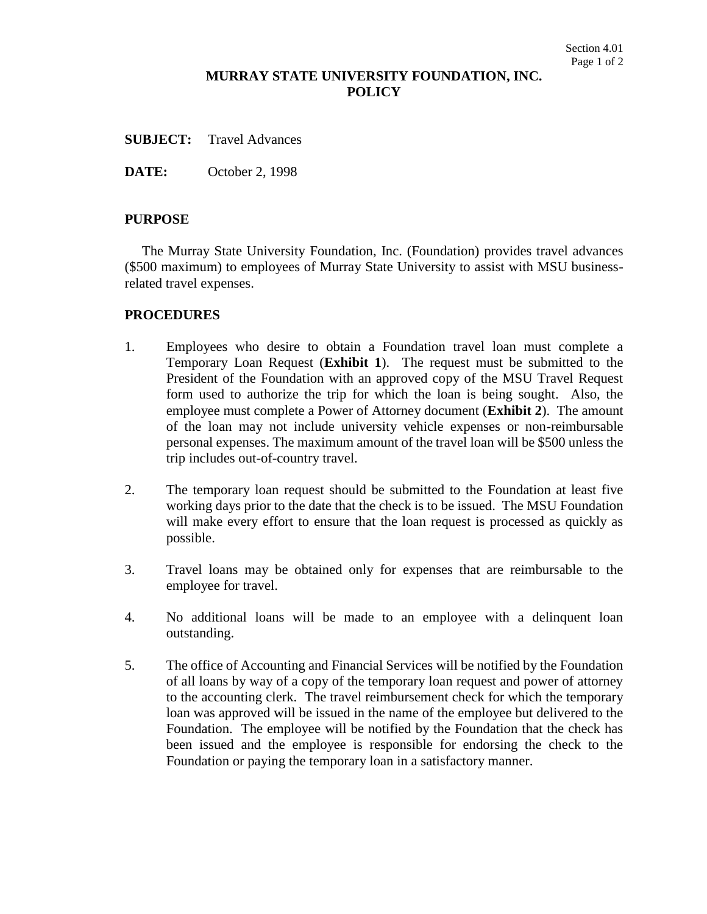# MURRAY STATE UNIVERSITY FOUNDATION, INC.
# POLICY

**SUBJECT:** Travel Advances

**DATE:** October 2, 1998

## PURPOSE

The Murray State University Foundation, Inc. (Foundation) provides travel advances ($500 maximum) to employees of Murray State University to assist with MSU business-related travel expenses.

## PROCEDURES

1. Employees who desire to obtain a Foundation travel loan must complete a Temporary Loan Request (**Exhibit 1**). The request must be submitted to the President of the Foundation with an approved copy of the MSU Travel Request form used to authorize the trip for which the loan is being sought. Also, the employee must complete a Power of Attorney document (**Exhibit 2**). The amount of the loan may not include university vehicle expenses or non-reimbursable personal expenses. The maximum amount of the travel loan will be $500 unless the trip includes out-of-country travel.

2. The temporary loan request should be submitted to the Foundation at least five working days prior to the date that the check is to be issued. The MSU Foundation will make every effort to ensure that the loan request is processed as quickly as possible.

3. Travel loans may be obtained only for expenses that are reimbursable to the employee for travel.

4. No additional loans will be made to an employee with a delinquent loan outstanding.

5. The office of Accounting and Financial Services will be notified by the Foundation of all loans by way of a copy of the temporary loan request and power of attorney to the accounting clerk. The travel reimbursement check for which the temporary loan was approved will be issued in the name of the employee but delivered to the Foundation. The employee will be notified by the Foundation that the check has been issued and the employee is responsible for endorsing the check to the Foundation or paying the temporary loan in a satisfactory manner.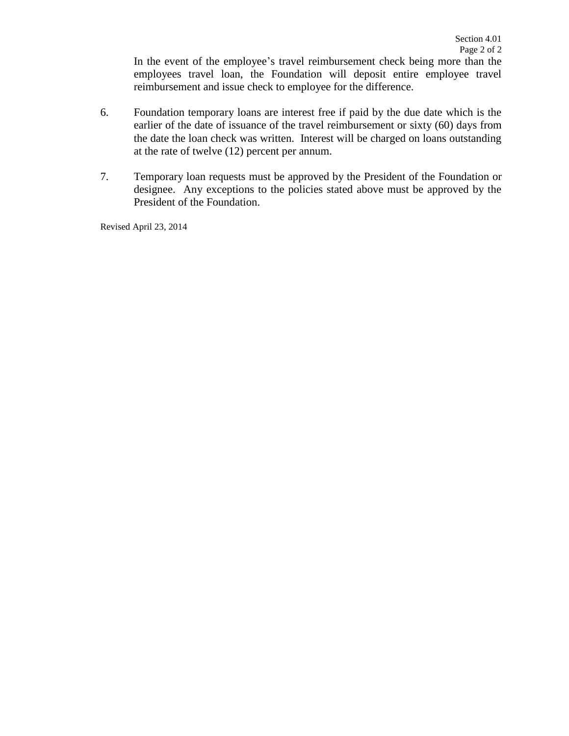In the event of the employee's travel reimbursement check being more than the employees travel loan, the Foundation will deposit entire employee travel reimbursement and issue check to employee for the difference.

6. Foundation temporary loans are interest free if paid by the due date which is the earlier of the date of issuance of the travel reimbursement or sixty (60) days from the date the loan check was written. Interest will be charged on loans outstanding at the rate of twelve (12) percent per annum.

7. Temporary loan requests must be approved by the President of the Foundation or designee. Any exceptions to the policies stated above must be approved by the President of the Foundation.

Revised April 23, 2014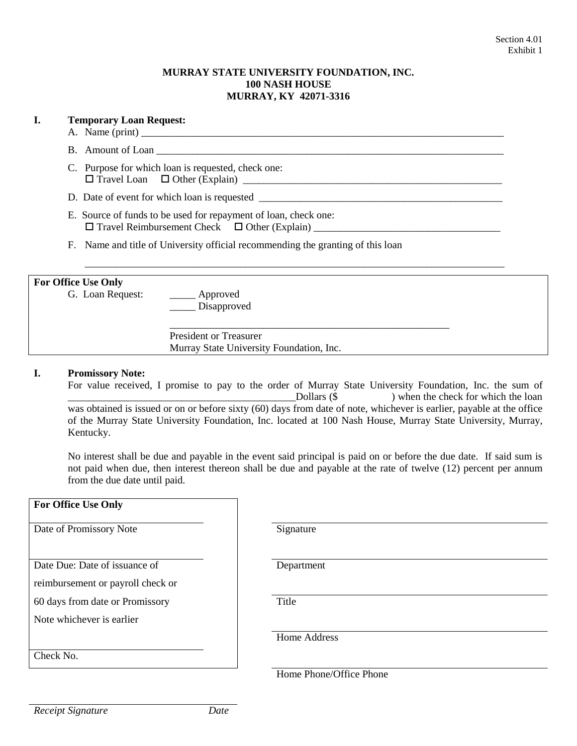Section 4.01
Exhibit 1

**MURRAY STATE UNIVERSITY FOUNDATION, INC.**
**100 NASH HOUSE**
**MURRAY, KY 42071-3316**

**I. Temporary Loan Request:**

A. Name (print) ___________________________________________________________________________

B. Amount of Loan ________________________________________________________________________

C. Purpose for which loan is requested, check one:
☐ Travel Loan ☐ Other (Explain) _____________________________________________________

D. Date of event for which loan is requested ___________________________________________________

E. Source of funds to be used for repayment of loan, check one:
☐ Travel Reimbursement Check ☐ Other (Explain) _____________________________________

F. Name and title of University official recommending the granting of this loan

_______________________________________________________________________________________

**For Office Use Only**

G. Loan Request: _____ Approved
_____ Disapproved

__________________________________________________________
President or Treasurer
Murray State University Foundation, Inc.

**I. Promissory Note:**

For value received, I promise to pay to the order of Murray State University Foundation, Inc. the sum of _____________________________________________Dollars ($ ) when the check for which the loan was obtained is issued or on or before sixty (60) days from date of note, whichever is earlier, payable at the office of the Murray State University Foundation, Inc. located at 100 Nash House, Murray State University, Murray, Kentucky.

No interest shall be due and payable in the event said principal is paid on or before the due date. If said sum is not paid when due, then interest thereon shall be due and payable at the rate of twelve (12) percent per annum from the due date until paid.

**For Office Use Only**

________________________________
Date of Promissory Note

________________________________
Date Due: Date of issuance of reimbursement or payroll check or 60 days from date or Promissory Note whichever is earlier

________________________________
Check No.

________________________________
Signature

________________________________
Department

________________________________
Title

________________________________
Home Address

________________________________
Home Phone/Office Phone

________________________________
*Receipt Signature* *Date*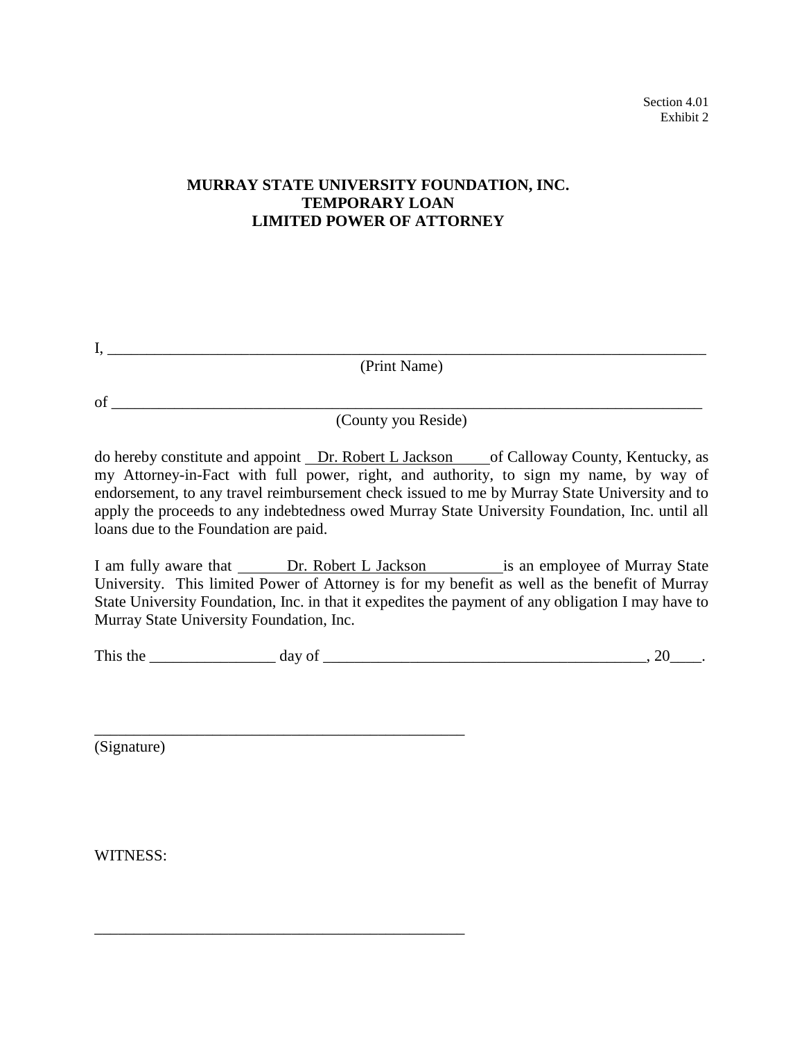Section 4.01
Exhibit 2

**MURRAY STATE UNIVERSITY FOUNDATION, INC.**
**TEMPORARY LOAN**
**LIMITED POWER OF ATTORNEY**

I, \_\_\_\_\_\_\_\_\_\_\_\_\_\_\_\_\_\_\_\_\_\_\_\_\_\_\_\_\_\_\_\_\_\_\_\_\_\_\_\_\_\_\_\_\_\_\_\_\_\_\_\_\_\_\_\_\_\_\_\_\_\_\_\_\_\_\_\_\_\_\_\_
(Print Name)

of \_\_\_\_\_\_\_\_\_\_\_\_\_\_\_\_\_\_\_\_\_\_\_\_\_\_\_\_\_\_\_\_\_\_\_\_\_\_\_\_\_\_\_\_\_\_\_\_\_\_\_\_\_\_\_\_\_\_\_\_\_\_\_\_\_\_\_\_\_\_\_\_
(County you Reside)

do hereby constitute and appoint Dr. Robert L Jackson of Calloway County, Kentucky, as my Attorney-in-Fact with full power, right, and authority, to sign my name, by way of endorsement, to any travel reimbursement check issued to me by Murray State University and to apply the proceeds to any indebtedness owed Murray State University Foundation, Inc. until all loans due to the Foundation are paid.

I am fully aware that Dr. Robert L Jackson is an employee of Murray State University. This limited Power of Attorney is for my benefit as well as the benefit of Murray State University Foundation, Inc. in that it expedites the payment of any obligation I may have to Murray State University Foundation, Inc.

This the \_\_\_\_\_\_\_\_\_\_\_\_\_\_\_\_ day of \_\_\_\_\_\_\_\_\_\_\_\_\_\_\_\_\_\_\_\_\_\_\_\_\_\_\_\_\_\_\_\_\_\_\_\_\_\_\_\_\_, 20\_\_\_\_.

\_\_\_\_\_\_\_\_\_\_\_\_\_\_\_\_\_\_\_\_\_\_\_\_\_\_\_\_\_\_\_\_\_\_\_\_\_\_\_\_\_\_\_\_\_\_\_
(Signature)

WITNESS:

\_\_\_\_\_\_\_\_\_\_\_\_\_\_\_\_\_\_\_\_\_\_\_\_\_\_\_\_\_\_\_\_\_\_\_\_\_\_\_\_\_\_\_\_\_\_\_